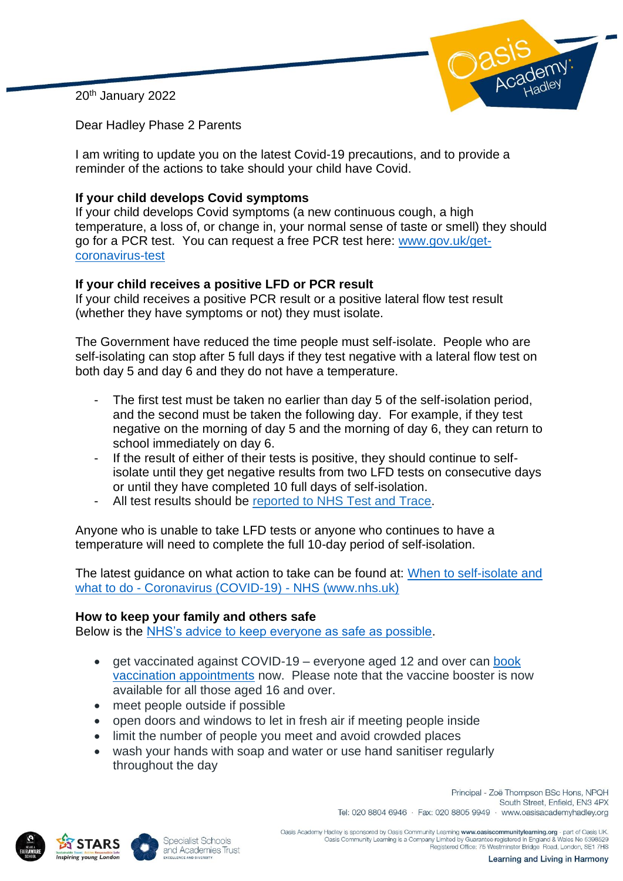20th January 2022

Dear Hadley Phase 2 Parents

I am writing to update you on the latest Covid-19 precautions, and to provide a reminder of the actions to take should your child have Covid.

**If your child develops Covid symptoms**

If your child develops Covid symptoms (a new continuous cough, a high temperature, a loss of, or change in, your normal sense of taste or smell) they should go for a PCR test. You can request a free PCR test here: [www.gov.uk/get-coronavirus-test](www.gov.uk/get-coronavirus-test)

**If your child receives a positive LFD or PCR result**

If your child receives a positive PCR result or a positive lateral flow test result (whether they have symptoms or not) they must isolate.

The Government have reduced the time people must self-isolate. People who are self-isolating can stop after 5 full days if they test negative with a lateral flow test on both day 5 and day 6 and they do not have a temperature.

- The first test must be taken no earlier than day 5 of the self-isolation period, and the second must be taken the following day. For example, if they test negative on the morning of day 5 and the morning of day 6, they can return to school immediately on day 6.
- If the result of either of their tests is positive, they should continue to self-isolate until they get negative results from two LFD tests on consecutive days or until they have completed 10 full days of self-isolation.
- All test results should be reported to NHS Test and Trace.

Anyone who is unable to take LFD tests or anyone who continues to have a temperature will need to complete the full 10-day period of self-isolation.

The latest guidance on what action to take can be found at: When to self-isolate and what to do - Coronavirus (COVID-19) - NHS (www.nhs.uk)

**How to keep your family and others safe**

Below is the NHS's advice to keep everyone as safe as possible.

- get vaccinated against COVID-19 – everyone aged 12 and over can book vaccination appointments now. Please note that the vaccine booster is now available for all those aged 16 and over.
- meet people outside if possible
- open doors and windows to let in fresh air if meeting people inside
- limit the number of people you meet and avoid crowded places
- wash your hands with soap and water or use hand sanitiser regularly throughout the day

Principal - Zoë Thompson BSc Hons, NPQH
South Street, Enfield, EN3 4PX
Tel: 020 8804 6946 · Fax: 020 8805 9949 · www.oasisacademyhadley.org

Oasis Academy Hadley is sponsored by Oasis Community Learning www.oasiscommunitylearning.org - part of Oasis UK.
Oasis Community Learning is a Company Limited by Guarantee registered in England & Wales No 5398529
Registered Office: 75 Westminster Bridge Road, London, SE1 7HS

Learning and Living in Harmony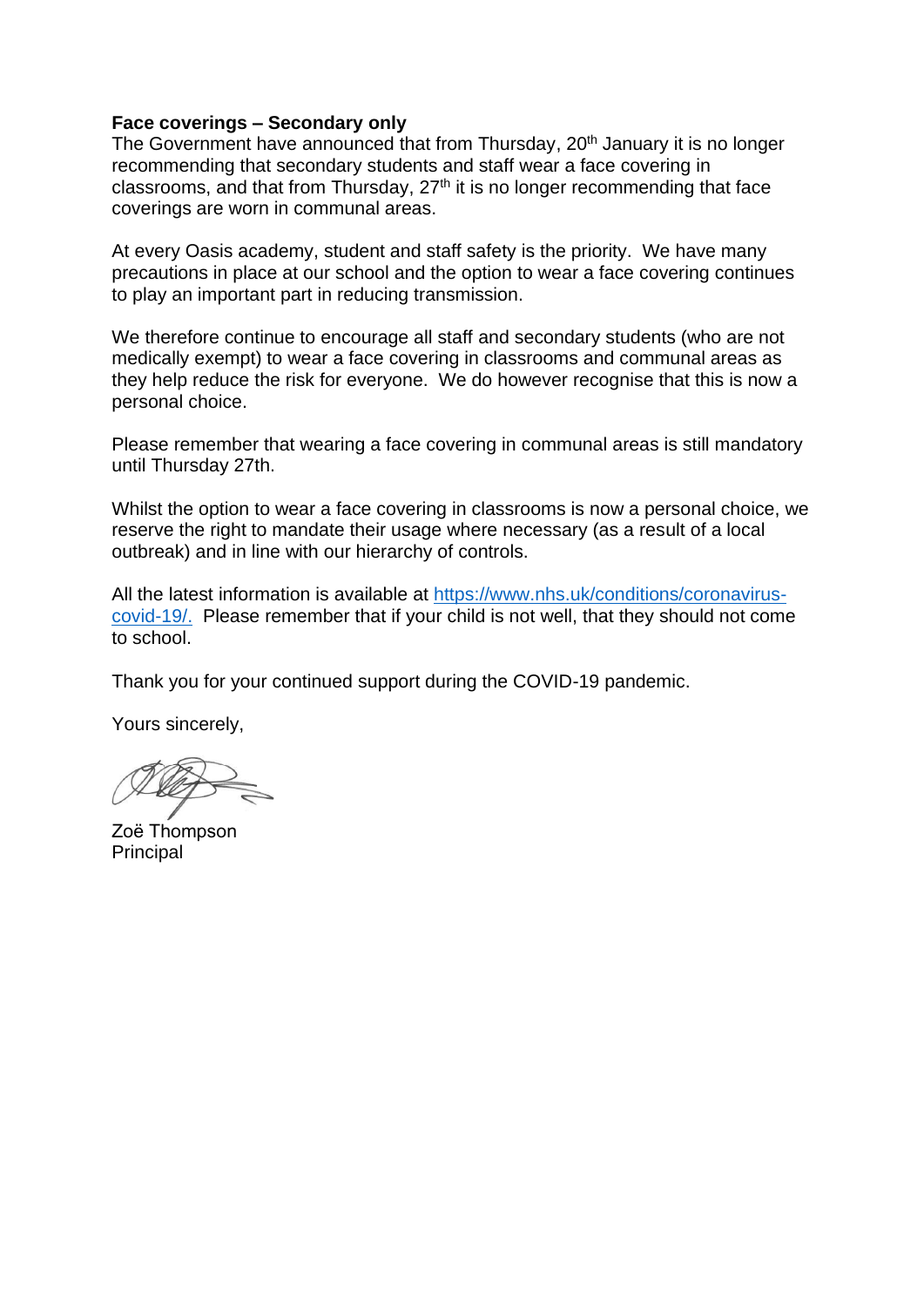**Face coverings – Secondary only**

The Government have announced that from Thursday, 20th January it is no longer recommending that secondary students and staff wear a face covering in classrooms, and that from Thursday, 27th it is no longer recommending that face coverings are worn in communal areas.

At every Oasis academy, student and staff safety is the priority. We have many precautions in place at our school and the option to wear a face covering continues to play an important part in reducing transmission.

We therefore continue to encourage all staff and secondary students (who are not medically exempt) to wear a face covering in classrooms and communal areas as they help reduce the risk for everyone. We do however recognise that this is now a personal choice.

Please remember that wearing a face covering in communal areas is still mandatory until Thursday 27th.

Whilst the option to wear a face covering in classrooms is now a personal choice, we reserve the right to mandate their usage where necessary (as a result of a local outbreak) and in line with our hierarchy of controls.

All the latest information is available at https://www.nhs.uk/conditions/coronavirus-covid-19/. Please remember that if your child is not well, that they should not come to school.

Thank you for your continued support during the COVID-19 pandemic.

Yours sincerely,

Zoë Thompson
Principal